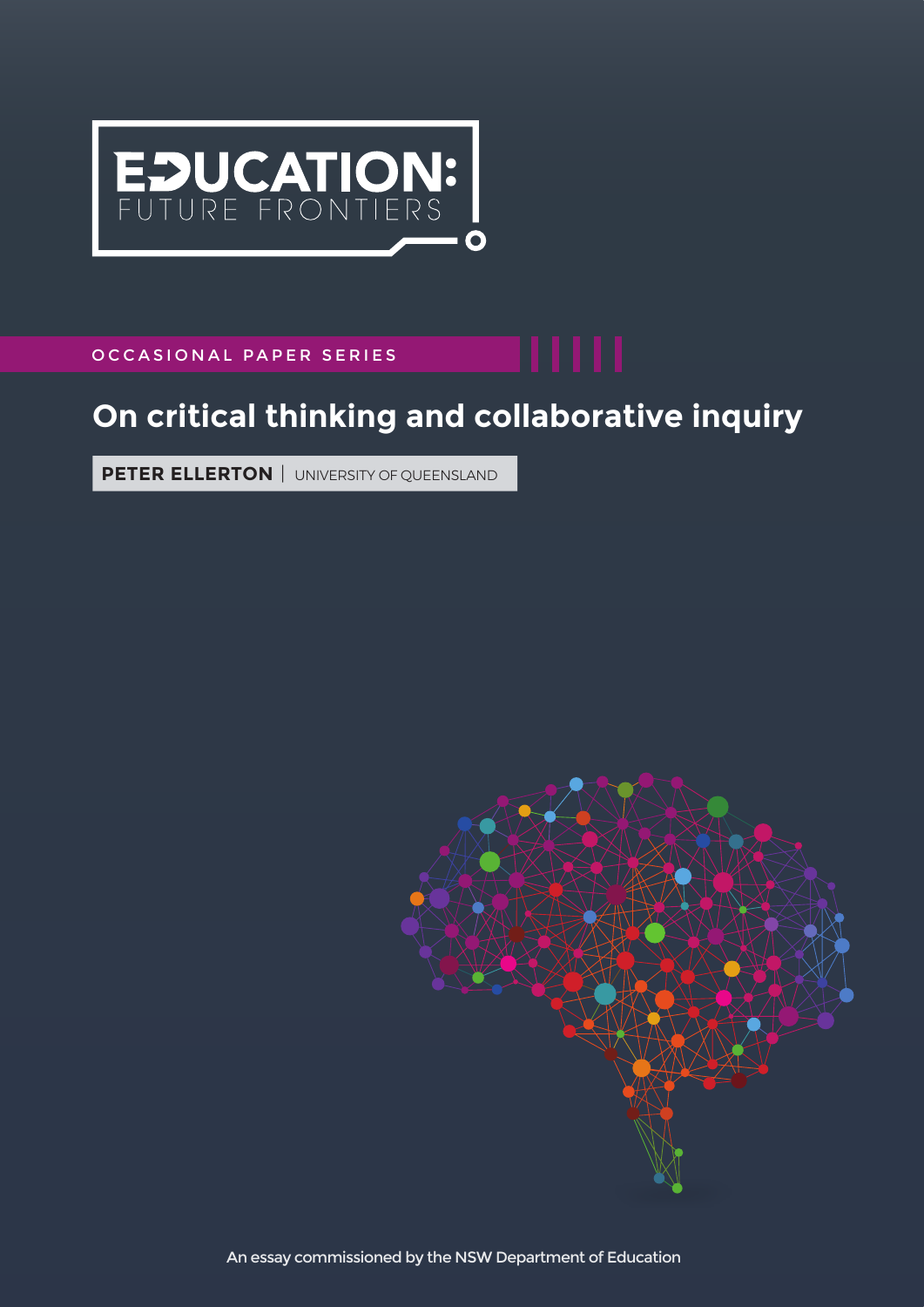# EDUCATION: FUTURE FRONTIERS

OCCASIONAL PAPER SERIES

## On critical thinking and collaborative inquiry

**PETER ELLERTON** | UNIVERSITY OF QUEENSLAND

An essay commissioned by the NSW Department of Education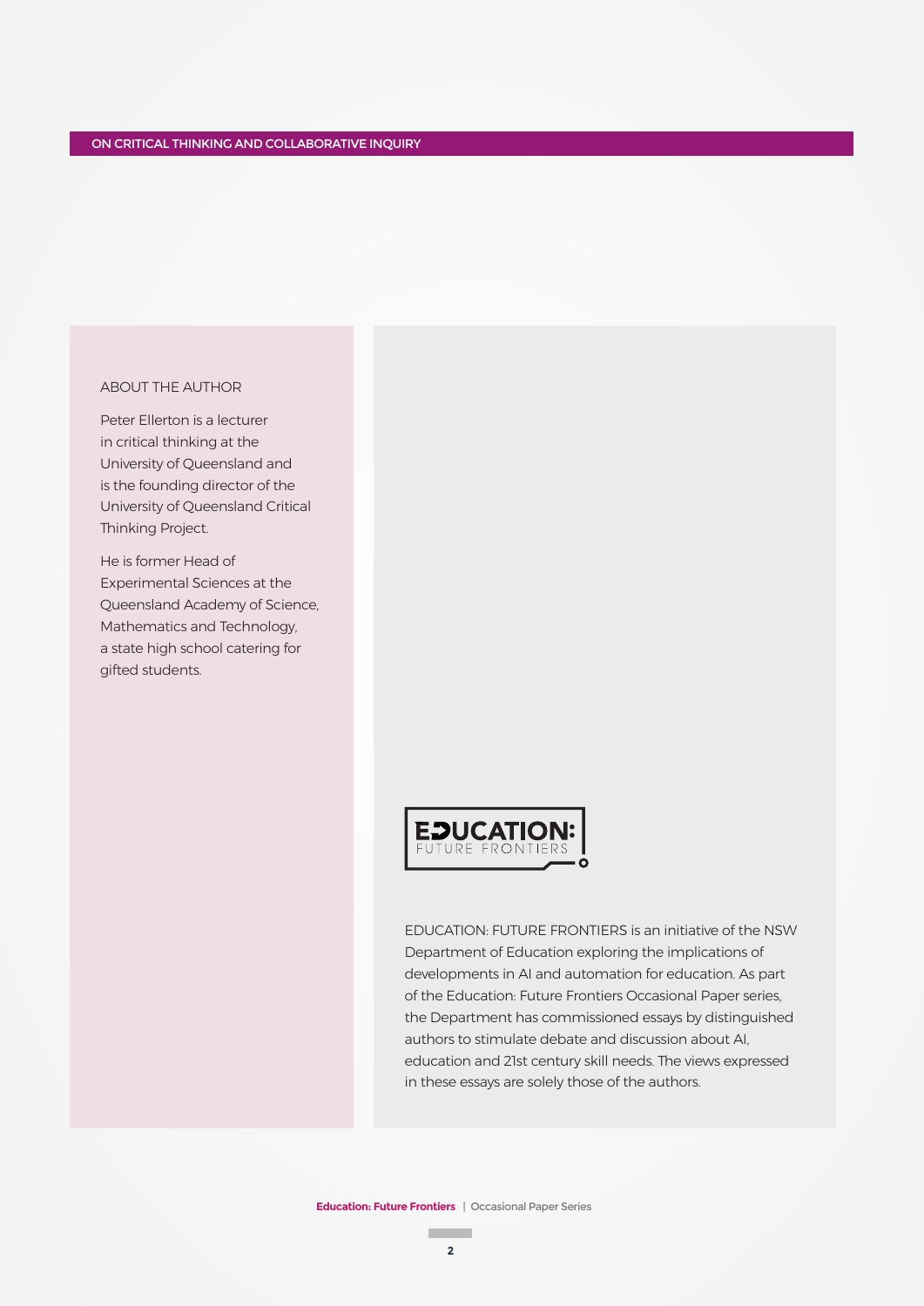## ABOUT THE AUTHOR

Peter Ellerton is a lecturer in critical thinking at the University of Queensland and is the founding director of the University of Queensland Critical Thinking Project.

He is former Head of Experimental Sciences at the Queensland Academy of Science, Mathematics and Technology, a state high school catering for gifted students.

EDUCATION: FUTURE FRONTIERS is an initiative of the NSW Department of Education exploring the implications of developments in AI and automation for education. As part of the Education: Future Frontiers Occasional Paper series, the Department has commissioned essays by distinguished authors to stimulate debate and discussion about AI, education and 21st century skill needs. The views expressed in these essays are solely those of the authors.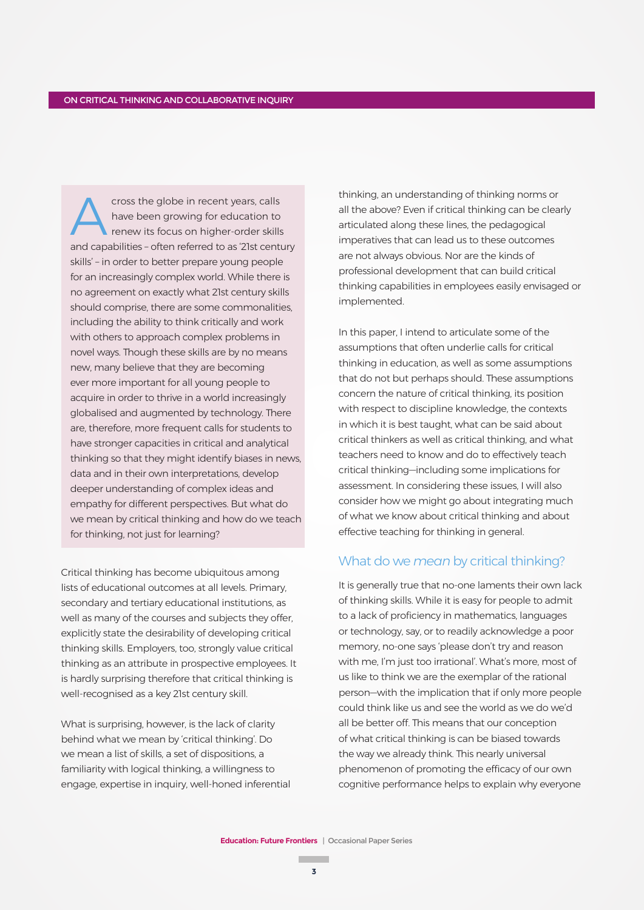Across the globe in recent years, calls have been growing for education to renew its focus on higher-order skills and capabilities – often referred to as '21st century skills' – in order to better prepare young people for an increasingly complex world. While there is no agreement on exactly what 21st century skills should comprise, there are some commonalities, including the ability to think critically and work with others to approach complex problems in novel ways. Though these skills are by no means new, many believe that they are becoming ever more important for all young people to acquire in order to thrive in a world increasingly globalised and augmented by technology. There are, therefore, more frequent calls for students to have stronger capacities in critical and analytical thinking so that they might identify biases in news, data and in their own interpretations, develop deeper understanding of complex ideas and empathy for different perspectives. But what do we mean by critical thinking and how do we teach for thinking, not just for learning?

Critical thinking has become ubiquitous among lists of educational outcomes at all levels. Primary, secondary and tertiary educational institutions, as well as many of the courses and subjects they offer, explicitly state the desirability of developing critical thinking skills. Employers, too, strongly value critical thinking as an attribute in prospective employees. It is hardly surprising therefore that critical thinking is well-recognised as a key 21st century skill.

What is surprising, however, is the lack of clarity behind what we mean by 'critical thinking'. Do we mean a list of skills, a set of dispositions, a familiarity with logical thinking, a willingness to engage, expertise in inquiry, well-honed inferential thinking, an understanding of thinking norms or all the above? Even if critical thinking can be clearly articulated along these lines, the pedagogical imperatives that can lead us to these outcomes are not always obvious. Nor are the kinds of professional development that can build critical thinking capabilities in employees easily envisaged or implemented.

In this paper, I intend to articulate some of the assumptions that often underlie calls for critical thinking in education, as well as some assumptions that do not but perhaps should. These assumptions concern the nature of critical thinking, its position with respect to discipline knowledge, the contexts in which it is best taught, what can be said about critical thinkers as well as critical thinking, and what teachers need to know and do to effectively teach critical thinking—including some implications for assessment. In considering these issues, I will also consider how we might go about integrating much of what we know about critical thinking and about effective teaching for thinking in general.

## What do we *mean* by critical thinking?

It is generally true that no-one laments their own lack of thinking skills. While it is easy for people to admit to a lack of proficiency in mathematics, languages or technology, say, or to readily acknowledge a poor memory, no-one says 'please don't try and reason with me, I'm just too irrational'. What's more, most of us like to think we are the exemplar of the rational person—with the implication that if only more people could think like us and see the world as we do we'd all be better off. This means that our conception of what critical thinking is can be biased towards the way we already think. This nearly universal phenomenon of promoting the efficacy of our own cognitive performance helps to explain why everyone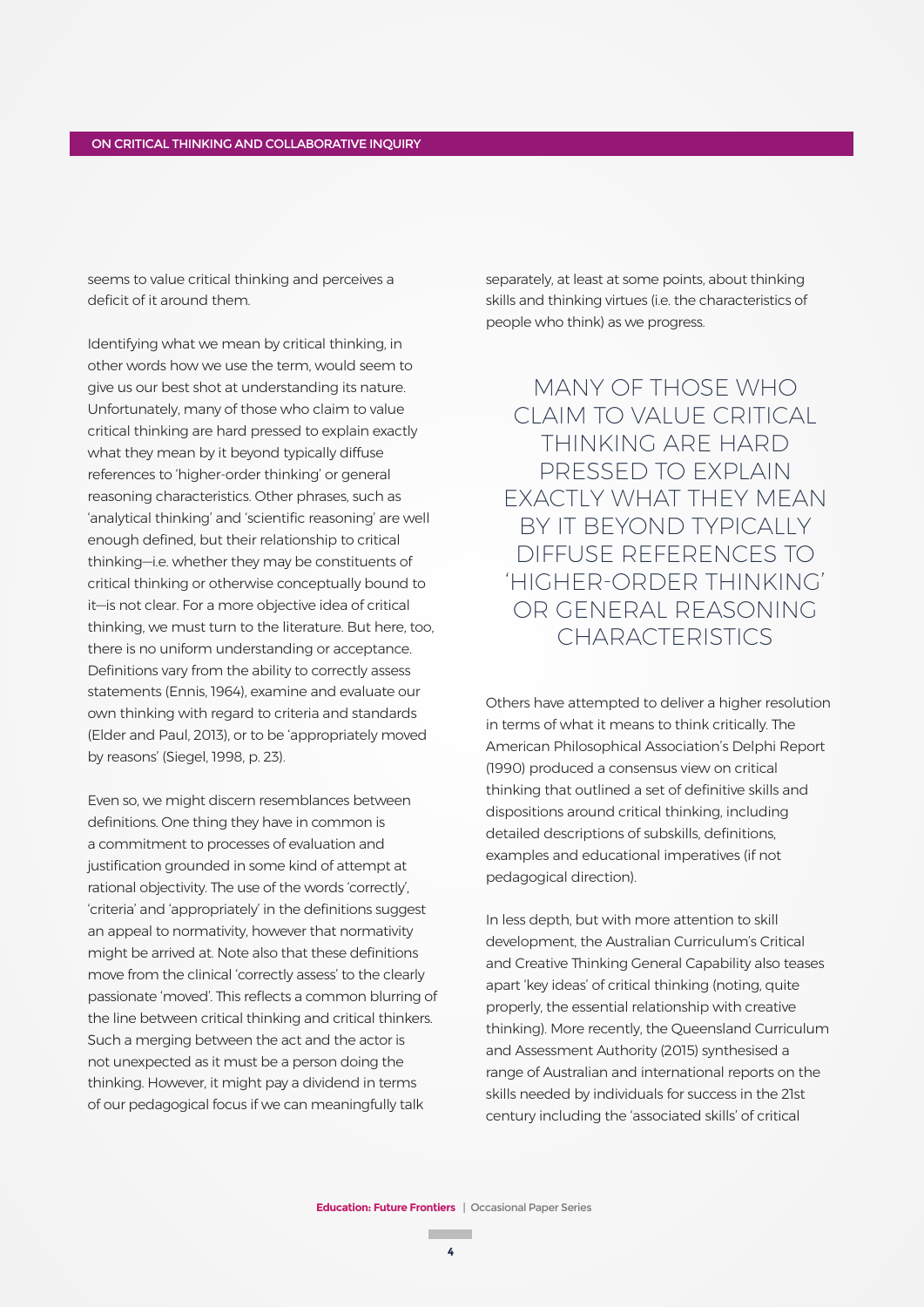seems to value critical thinking and perceives a deficit of it around them.

Identifying what we mean by critical thinking, in other words how we use the term, would seem to give us our best shot at understanding its nature. Unfortunately, many of those who claim to value critical thinking are hard pressed to explain exactly what they mean by it beyond typically diffuse references to 'higher-order thinking' or general reasoning characteristics. Other phrases, such as 'analytical thinking' and 'scientific reasoning' are well enough defined, but their relationship to critical thinking—i.e. whether they may be constituents of critical thinking or otherwise conceptually bound to it—is not clear. For a more objective idea of critical thinking, we must turn to the literature. But here, too, there is no uniform understanding or acceptance. Definitions vary from the ability to correctly assess statements (Ennis, 1964), examine and evaluate our own thinking with regard to criteria and standards (Elder and Paul, 2013), or to be 'appropriately moved by reasons' (Siegel, 1998, p. 23).

Even so, we might discern resemblances between definitions. One thing they have in common is a commitment to processes of evaluation and justification grounded in some kind of attempt at rational objectivity. The use of the words 'correctly', 'criteria' and 'appropriately' in the definitions suggest an appeal to normativity, however that normativity might be arrived at. Note also that these definitions move from the clinical 'correctly assess' to the clearly passionate 'moved'. This reflects a common blurring of the line between critical thinking and critical thinkers. Such a merging between the act and the actor is not unexpected as it must be a person doing the thinking. However, it might pay a dividend in terms of our pedagogical focus if we can meaningfully talk separately, at least at some points, about thinking skills and thinking virtues (i.e. the characteristics of people who think) as we progress.

> MANY OF THOSE WHO CLAIM TO VALUE CRITICAL THINKING ARE HARD PRESSED TO EXPLAIN EXACTLY WHAT THEY MEAN BY IT BEYOND TYPICALLY DIFFUSE REFERENCES TO 'HIGHER-ORDER THINKING' OR GENERAL REASONING CHARACTERISTICS

Others have attempted to deliver a higher resolution in terms of what it means to think critically. The American Philosophical Association's Delphi Report (1990) produced a consensus view on critical thinking that outlined a set of definitive skills and dispositions around critical thinking, including detailed descriptions of subskills, definitions, examples and educational imperatives (if not pedagogical direction).

In less depth, but with more attention to skill development, the Australian Curriculum's Critical and Creative Thinking General Capability also teases apart 'key ideas' of critical thinking (noting, quite properly, the essential relationship with creative thinking). More recently, the Queensland Curriculum and Assessment Authority (2015) synthesised a range of Australian and international reports on the skills needed by individuals for success in the 21st century including the 'associated skills' of critical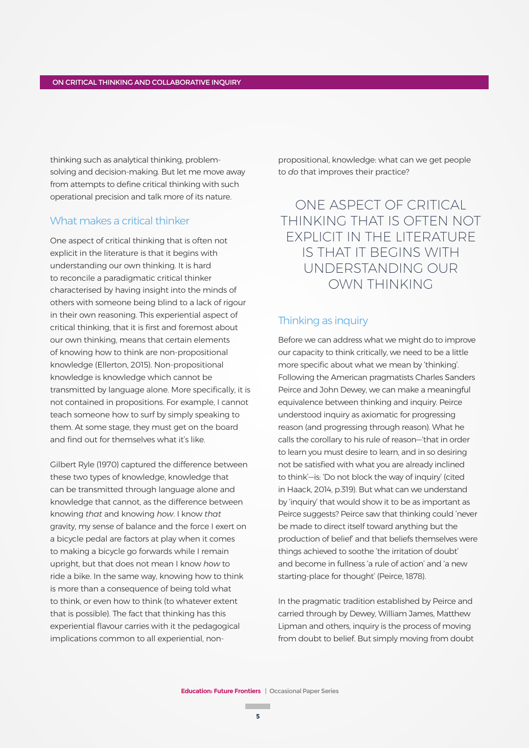thinking such as analytical thinking, problem-solving and decision-making. But let me move away from attempts to define critical thinking with such operational precision and talk more of its nature.

## What makes a critical thinker

One aspect of critical thinking that is often not explicit in the literature is that it begins with understanding our own thinking. It is hard to reconcile a paradigmatic critical thinker characterised by having insight into the minds of others with someone being blind to a lack of rigour in their own reasoning. This experiential aspect of critical thinking, that it is first and foremost about our own thinking, means that certain elements of knowing how to think are non-propositional knowledge (Ellerton, 2015). Non-propositional knowledge is knowledge which cannot be transmitted by language alone. More specifically, it is not contained in propositions. For example, I cannot teach someone how to surf by simply speaking to them. At some stage, they must get on the board and find out for themselves what it's like.

Gilbert Ryle (1970) captured the difference between these two types of knowledge, knowledge that can be transmitted through language alone and knowledge that cannot, as the difference between knowing *that* and knowing *how*. I know *that* gravity, my sense of balance and the force I exert on a bicycle pedal are factors at play when it comes to making a bicycle go forwards while I remain upright, but that does not mean I know *how* to ride a bike. In the same way, knowing how to think is more than a consequence of being told what to think, or even how to think (to whatever extent that is possible). The fact that thinking has this experiential flavour carries with it the pedagogical implications common to all experiential, non-propositional, knowledge: what can we get people to *do* that improves their practice?

> ONE ASPECT OF CRITICAL THINKING THAT IS OFTEN NOT EXPLICIT IN THE LITERATURE IS THAT IT BEGINS WITH UNDERSTANDING OUR OWN THINKING

## Thinking as inquiry

Before we can address what we might do to improve our capacity to think critically, we need to be a little more specific about what we mean by 'thinking'. Following the American pragmatists Charles Sanders Peirce and John Dewey, we can make a meaningful equivalence between thinking and inquiry. Peirce understood inquiry as axiomatic for progressing reason (and progressing through reason). What he calls the corollary to his rule of reason—'that in order to learn you must desire to learn, and in so desiring not be satisfied with what you are already inclined to think'—is: 'Do not block the way of inquiry' (cited in Haack, 2014, p.319). But what can we understand by 'inquiry' that would show it to be as important as Peirce suggests? Peirce saw that thinking could 'never be made to direct itself toward anything but the production of belief' and that beliefs themselves were things achieved to soothe 'the irritation of doubt' and become in fullness 'a rule of action' and 'a new starting-place for thought' (Peirce, 1878).

In the pragmatic tradition established by Peirce and carried through by Dewey, William James, Matthew Lipman and others, inquiry is the process of moving from doubt to belief. But simply moving from doubt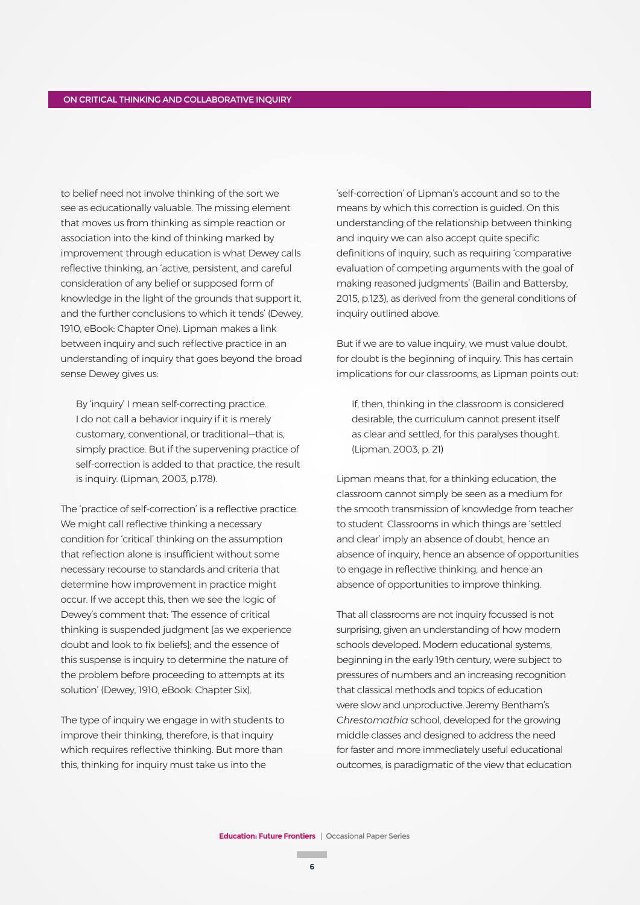to belief need not involve thinking of the sort we see as educationally valuable. The missing element that moves us from thinking as simple reaction or association into the kind of thinking marked by improvement through education is what Dewey calls reflective thinking, an 'active, persistent, and careful consideration of any belief or supposed form of knowledge in the light of the grounds that support it, and the further conclusions to which it tends' (Dewey, 1910, eBook: Chapter One). Lipman makes a link between inquiry and such reflective practice in an understanding of inquiry that goes beyond the broad sense Dewey gives us:

> By 'inquiry' I mean self-correcting practice. I do not call a behavior inquiry if it is merely customary, conventional, or traditional—that is, simply practice. But if the supervening practice of self-correction is added to that practice, the result is inquiry. (Lipman, 2003, p.178).

The 'practice of self-correction' is a reflective practice. We might call reflective thinking a necessary condition for 'critical' thinking on the assumption that reflection alone is insufficient without some necessary recourse to standards and criteria that determine how improvement in practice might occur. If we accept this, then we see the logic of Dewey's comment that: 'The essence of critical thinking is suspended judgment [as we experience doubt and look to fix beliefs]; and the essence of this suspense is inquiry to determine the nature of the problem before proceeding to attempts at its solution' (Dewey, 1910, eBook: Chapter Six).

The type of inquiry we engage in with students to improve their thinking, therefore, is that inquiry which requires reflective thinking. But more than this, thinking for inquiry must take us into the 'self-correction' of Lipman's account and so to the means by which this correction is guided. On this understanding of the relationship between thinking and inquiry we can also accept quite specific definitions of inquiry, such as requiring 'comparative evaluation of competing arguments with the goal of making reasoned judgments' (Bailin and Battersby, 2015, p.123), as derived from the general conditions of inquiry outlined above.

But if we are to value inquiry, we must value doubt, for doubt is the beginning of inquiry. This has certain implications for our classrooms, as Lipman points out:

> If, then, thinking in the classroom is considered desirable, the curriculum cannot present itself as clear and settled, for this paralyses thought. (Lipman, 2003, p. 21)

Lipman means that, for a thinking education, the classroom cannot simply be seen as a medium for the smooth transmission of knowledge from teacher to student. Classrooms in which things are 'settled and clear' imply an absence of doubt, hence an absence of inquiry, hence an absence of opportunities to engage in reflective thinking, and hence an absence of opportunities to improve thinking.

That all classrooms are not inquiry focussed is not surprising, given an understanding of how modern schools developed. Modern educational systems, beginning in the early 19th century, were subject to pressures of numbers and an increasing recognition that classical methods and topics of education were slow and unproductive. Jeremy Bentham's *Chrestomathia* school, developed for the growing middle classes and designed to address the need for faster and more immediately useful educational outcomes, is paradigmatic of the view that education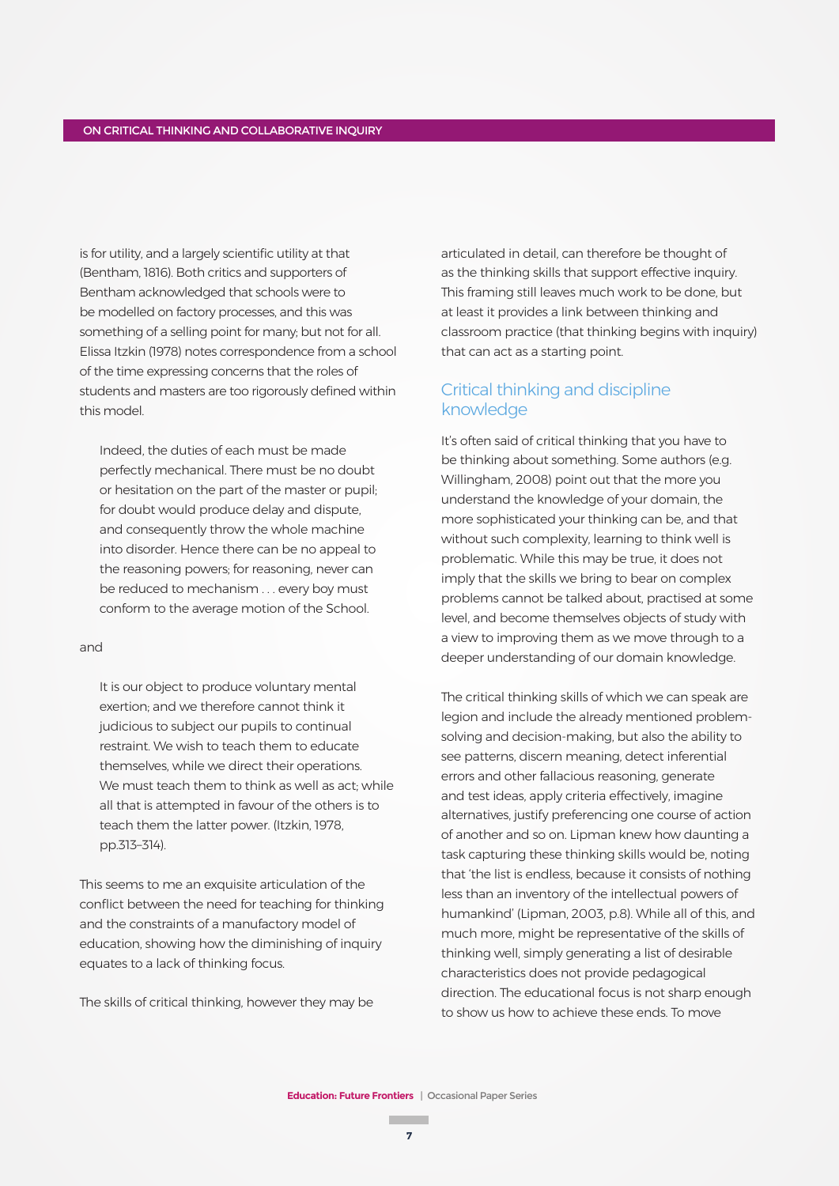is for utility, and a largely scientific utility at that (Bentham, 1816). Both critics and supporters of Bentham acknowledged that schools were to be modelled on factory processes, and this was something of a selling point for many; but not for all. Elissa Itzkin (1978) notes correspondence from a school of the time expressing concerns that the roles of students and masters are too rigorously defined within this model.

> Indeed, the duties of each must be made perfectly mechanical. There must be no doubt or hesitation on the part of the master or pupil; for doubt would produce delay and dispute, and consequently throw the whole machine into disorder. Hence there can be no appeal to the reasoning powers; for reasoning, never can be reduced to mechanism . . . every boy must conform to the average motion of the School.

and

> It is our object to produce voluntary mental exertion; and we therefore cannot think it judicious to subject our pupils to continual restraint. We wish to teach them to educate themselves, while we direct their operations. We must teach them to think as well as act; while all that is attempted in favour of the others is to teach them the latter power. (Itzkin, 1978, pp.313–314).

This seems to me an exquisite articulation of the conflict between the need for teaching for thinking and the constraints of a manufactory model of education, showing how the diminishing of inquiry equates to a lack of thinking focus.

The skills of critical thinking, however they may be articulated in detail, can therefore be thought of as the thinking skills that support effective inquiry. This framing still leaves much work to be done, but at least it provides a link between thinking and classroom practice (that thinking begins with inquiry) that can act as a starting point.

## Critical thinking and discipline knowledge

It's often said of critical thinking that you have to be thinking about something. Some authors (e.g. Willingham, 2008) point out that the more you understand the knowledge of your domain, the more sophisticated your thinking can be, and that without such complexity, learning to think well is problematic. While this may be true, it does not imply that the skills we bring to bear on complex problems cannot be talked about, practised at some level, and become themselves objects of study with a view to improving them as we move through to a deeper understanding of our domain knowledge.

The critical thinking skills of which we can speak are legion and include the already mentioned problem-solving and decision-making, but also the ability to see patterns, discern meaning, detect inferential errors and other fallacious reasoning, generate and test ideas, apply criteria effectively, imagine alternatives, justify preferencing one course of action of another and so on. Lipman knew how daunting a task capturing these thinking skills would be, noting that 'the list is endless, because it consists of nothing less than an inventory of the intellectual powers of humankind' (Lipman, 2003, p.8). While all of this, and much more, might be representative of the skills of thinking well, simply generating a list of desirable characteristics does not provide pedagogical direction. The educational focus is not sharp enough to show us how to achieve these ends. To move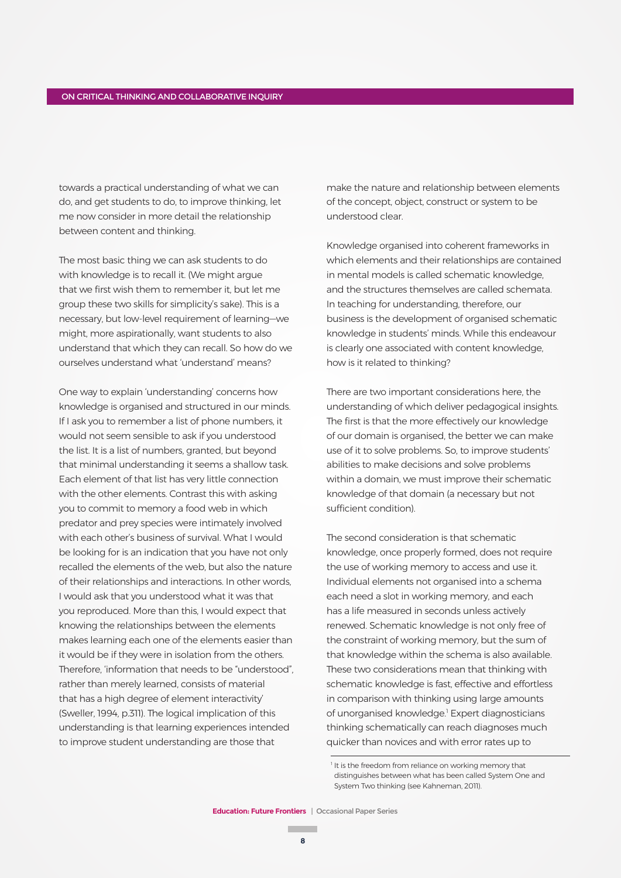towards a practical understanding of what we can do, and get students to do, to improve thinking, let me now consider in more detail the relationship between content and thinking.

The most basic thing we can ask students to do with knowledge is to recall it. (We might argue that we first wish them to remember it, but let me group these two skills for simplicity's sake). This is a necessary, but low-level requirement of learning—we might, more aspirationally, want students to also understand that which they can recall. So how do we ourselves understand what 'understand' means?

One way to explain 'understanding' concerns how knowledge is organised and structured in our minds. If I ask you to remember a list of phone numbers, it would not seem sensible to ask if you understood the list. It is a list of numbers, granted, but beyond that minimal understanding it seems a shallow task. Each element of that list has very little connection with the other elements. Contrast this with asking you to commit to memory a food web in which predator and prey species were intimately involved with each other's business of survival. What I would be looking for is an indication that you have not only recalled the elements of the web, but also the nature of their relationships and interactions. In other words, I would ask that you understood what it was that you reproduced. More than this, I would expect that knowing the relationships between the elements makes learning each one of the elements easier than it would be if they were in isolation from the others. Therefore, 'information that needs to be "understood", rather than merely learned, consists of material that has a high degree of element interactivity' (Sweller, 1994, p.311). The logical implication of this understanding is that learning experiences intended to improve student understanding are those that make the nature and relationship between elements of the concept, object, construct or system to be understood clear.

Knowledge organised into coherent frameworks in which elements and their relationships are contained in mental models is called schematic knowledge, and the structures themselves are called schemata. In teaching for understanding, therefore, our business is the development of organised schematic knowledge in students' minds. While this endeavour is clearly one associated with content knowledge, how is it related to thinking?

There are two important considerations here, the understanding of which deliver pedagogical insights. The first is that the more effectively our knowledge of our domain is organised, the better we can make use of it to solve problems. So, to improve students' abilities to make decisions and solve problems within a domain, we must improve their schematic knowledge of that domain (a necessary but not sufficient condition).

The second consideration is that schematic knowledge, once properly formed, does not require the use of working memory to access and use it. Individual elements not organised into a schema each need a slot in working memory, and each has a life measured in seconds unless actively renewed. Schematic knowledge is not only free of the constraint of working memory, but the sum of that knowledge within the schema is also available. These two considerations mean that thinking with schematic knowledge is fast, effective and effortless in comparison with thinking using large amounts of unorganised knowledge.[1] Expert diagnosticians thinking schematically can reach diagnoses much quicker than novices and with error rates up to

[1] It is the freedom from reliance on working memory that distinguishes between what has been called System One and System Two thinking (see Kahneman, 2011).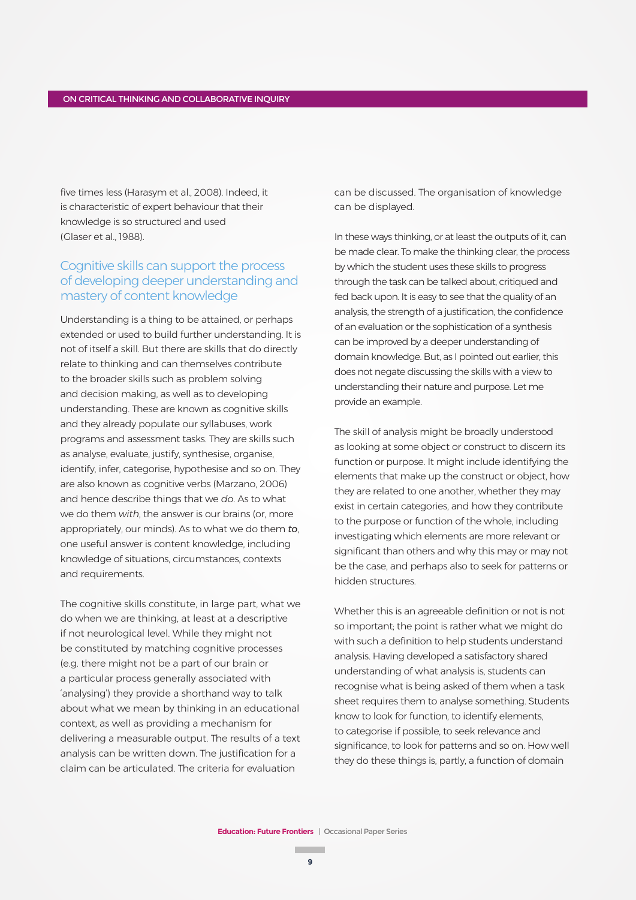five times less (Harasym et al., 2008). Indeed, it is characteristic of expert behaviour that their knowledge is so structured and used (Glaser et al., 1988).

## Cognitive skills can support the process of developing deeper understanding and mastery of content knowledge

Understanding is a thing to be attained, or perhaps extended or used to build further understanding. It is not of itself a skill. But there are skills that do directly relate to thinking and can themselves contribute to the broader skills such as problem solving and decision making, as well as to developing understanding. These are known as cognitive skills and they already populate our syllabuses, work programs and assessment tasks. They are skills such as analyse, evaluate, justify, synthesise, organise, identify, infer, categorise, hypothesise and so on. They are also known as cognitive verbs (Marzano, 2006) and hence describe things that we *do*. As to what we do them *with*, the answer is our brains (or, more appropriately, our minds). As to what we do them ***to***, one useful answer is content knowledge, including knowledge of situations, circumstances, contexts and requirements.

The cognitive skills constitute, in large part, what we do when we are thinking, at least at a descriptive if not neurological level. While they might not be constituted by matching cognitive processes (e.g. there might not be a part of our brain or a particular process generally associated with 'analysing') they provide a shorthand way to talk about what we mean by thinking in an educational context, as well as providing a mechanism for delivering a measurable output. The results of a text analysis can be written down. The justification for a claim can be articulated. The criteria for evaluation can be discussed. The organisation of knowledge can be displayed.

In these ways thinking, or at least the outputs of it, can be made clear. To make the thinking clear, the process by which the student uses these skills to progress through the task can be talked about, critiqued and fed back upon. It is easy to see that the quality of an analysis, the strength of a justification, the confidence of an evaluation or the sophistication of a synthesis can be improved by a deeper understanding of domain knowledge. But, as I pointed out earlier, this does not negate discussing the skills with a view to understanding their nature and purpose. Let me provide an example.

The skill of analysis might be broadly understood as looking at some object or construct to discern its function or purpose. It might include identifying the elements that make up the construct or object, how they are related to one another, whether they may exist in certain categories, and how they contribute to the purpose or function of the whole, including investigating which elements are more relevant or significant than others and why this may or may not be the case, and perhaps also to seek for patterns or hidden structures.

Whether this is an agreeable definition or not is not so important; the point is rather what we might do with such a definition to help students understand analysis. Having developed a satisfactory shared understanding of what analysis is, students can recognise what is being asked of them when a task sheet requires them to analyse something. Students know to look for function, to identify elements, to categorise if possible, to seek relevance and significance, to look for patterns and so on. How well they do these things is, partly, a function of domain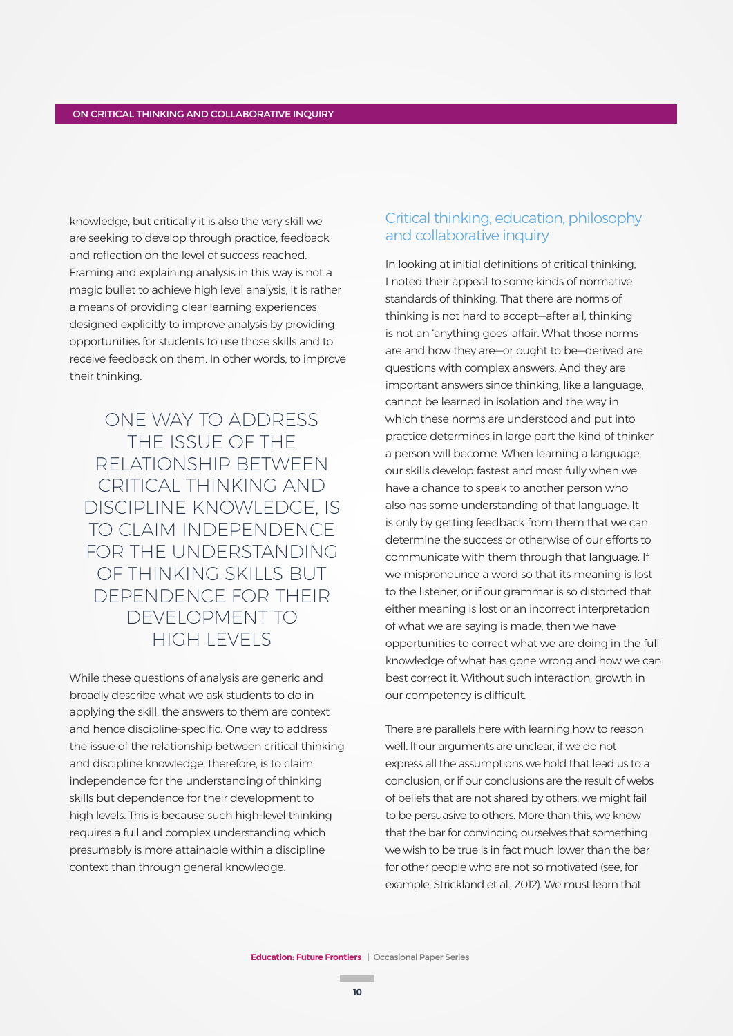knowledge, but critically it is also the very skill we are seeking to develop through practice, feedback and reflection on the level of success reached. Framing and explaining analysis in this way is not a magic bullet to achieve high level analysis, it is rather a means of providing clear learning experiences designed explicitly to improve analysis by providing opportunities for students to use those skills and to receive feedback on them. In other words, to improve their thinking.

> ONE WAY TO ADDRESS THE ISSUE OF THE RELATIONSHIP BETWEEN CRITICAL THINKING AND DISCIPLINE KNOWLEDGE, IS TO CLAIM INDEPENDENCE FOR THE UNDERSTANDING OF THINKING SKILLS BUT DEPENDENCE FOR THEIR DEVELOPMENT TO HIGH LEVELS

While these questions of analysis are generic and broadly describe what we ask students to do in applying the skill, the answers to them are context and hence discipline-specific. One way to address the issue of the relationship between critical thinking and discipline knowledge, therefore, is to claim independence for the understanding of thinking skills but dependence for their development to high levels. This is because such high-level thinking requires a full and complex understanding which presumably is more attainable within a discipline context than through general knowledge.

## Critical thinking, education, philosophy and collaborative inquiry

In looking at initial definitions of critical thinking, I noted their appeal to some kinds of normative standards of thinking. That there are norms of thinking is not hard to accept—after all, thinking is not an 'anything goes' affair. What those norms are and how they are—or ought to be—derived are questions with complex answers. And they are important answers since thinking, like a language, cannot be learned in isolation and the way in which these norms are understood and put into practice determines in large part the kind of thinker a person will become. When learning a language, our skills develop fastest and most fully when we have a chance to speak to another person who also has some understanding of that language. It is only by getting feedback from them that we can determine the success or otherwise of our efforts to communicate with them through that language. If we mispronounce a word so that its meaning is lost to the listener, or if our grammar is so distorted that either meaning is lost or an incorrect interpretation of what we are saying is made, then we have opportunities to correct what we are doing in the full knowledge of what has gone wrong and how we can best correct it. Without such interaction, growth in our competency is difficult.

There are parallels here with learning how to reason well. If our arguments are unclear, if we do not express all the assumptions we hold that lead us to a conclusion, or if our conclusions are the result of webs of beliefs that are not shared by others, we might fail to be persuasive to others. More than this, we know that the bar for convincing ourselves that something we wish to be true is in fact much lower than the bar for other people who are not so motivated (see, for example, Strickland et al., 2012). We must learn that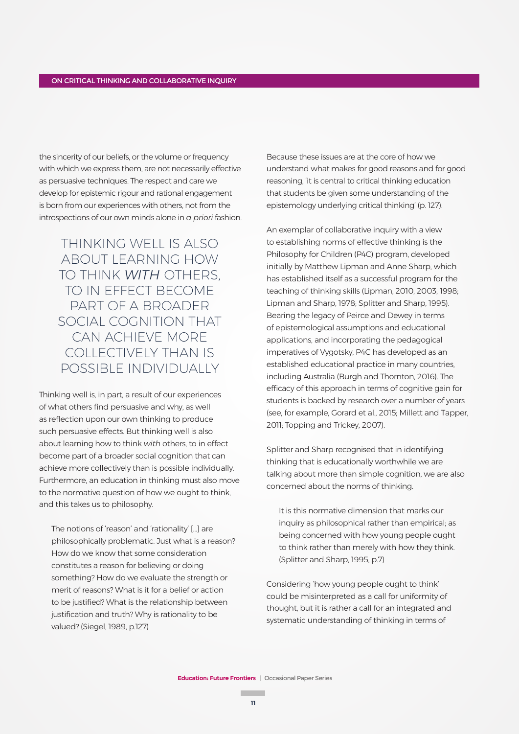the sincerity of our beliefs, or the volume or frequency with which we express them, are not necessarily effective as persuasive techniques. The respect and care we develop for epistemic rigour and rational engagement is born from our experiences with others, not from the introspections of our own minds alone in *a priori* fashion.

> THINKING WELL IS ALSO ABOUT LEARNING HOW TO THINK *WITH* OTHERS, TO IN EFFECT BECOME PART OF A BROADER SOCIAL COGNITION THAT CAN ACHIEVE MORE COLLECTIVELY THAN IS POSSIBLE INDIVIDUALLY

Thinking well is, in part, a result of our experiences of what others find persuasive and why, as well as reflection upon our own thinking to produce such persuasive effects. But thinking well is also about learning how to think *with* others, to in effect become part of a broader social cognition that can achieve more collectively than is possible individually. Furthermore, an education in thinking must also move to the normative question of how we ought to think, and this takes us to philosophy.

> The notions of 'reason' and 'rationality' [...] are philosophically problematic. Just what is a reason? How do we know that some consideration constitutes a reason for believing or doing something? How do we evaluate the strength or merit of reasons? What is it for a belief or action to be justified? What is the relationship between justification and truth? Why is rationality to be valued? (Siegel, 1989, p.127)

Because these issues are at the core of how we understand what makes for good reasons and for good reasoning, 'it is central to critical thinking education that students be given some understanding of the epistemology underlying critical thinking' (p. 127).

An exemplar of collaborative inquiry with a view to establishing norms of effective thinking is the Philosophy for Children (P4C) program, developed initially by Matthew Lipman and Anne Sharp, which has established itself as a successful program for the teaching of thinking skills (Lipman, 2010, 2003, 1998; Lipman and Sharp, 1978; Splitter and Sharp, 1995). Bearing the legacy of Peirce and Dewey in terms of epistemological assumptions and educational applications, and incorporating the pedagogical imperatives of Vygotsky, P4C has developed as an established educational practice in many countries, including Australia (Burgh and Thornton, 2016). The efficacy of this approach in terms of cognitive gain for students is backed by research over a number of years (see, for example, Gorard et al., 2015; Millett and Tapper, 2011; Topping and Trickey, 2007).

Splitter and Sharp recognised that in identifying thinking that is educationally worthwhile we are talking about more than simple cognition, we are also concerned about the norms of thinking.

> It is this normative dimension that marks our inquiry as philosophical rather than empirical; as being concerned with how young people ought to think rather than merely with how they think. (Splitter and Sharp, 1995, p.7)

Considering 'how young people ought to think' could be misinterpreted as a call for uniformity of thought, but it is rather a call for an integrated and systematic understanding of thinking in terms of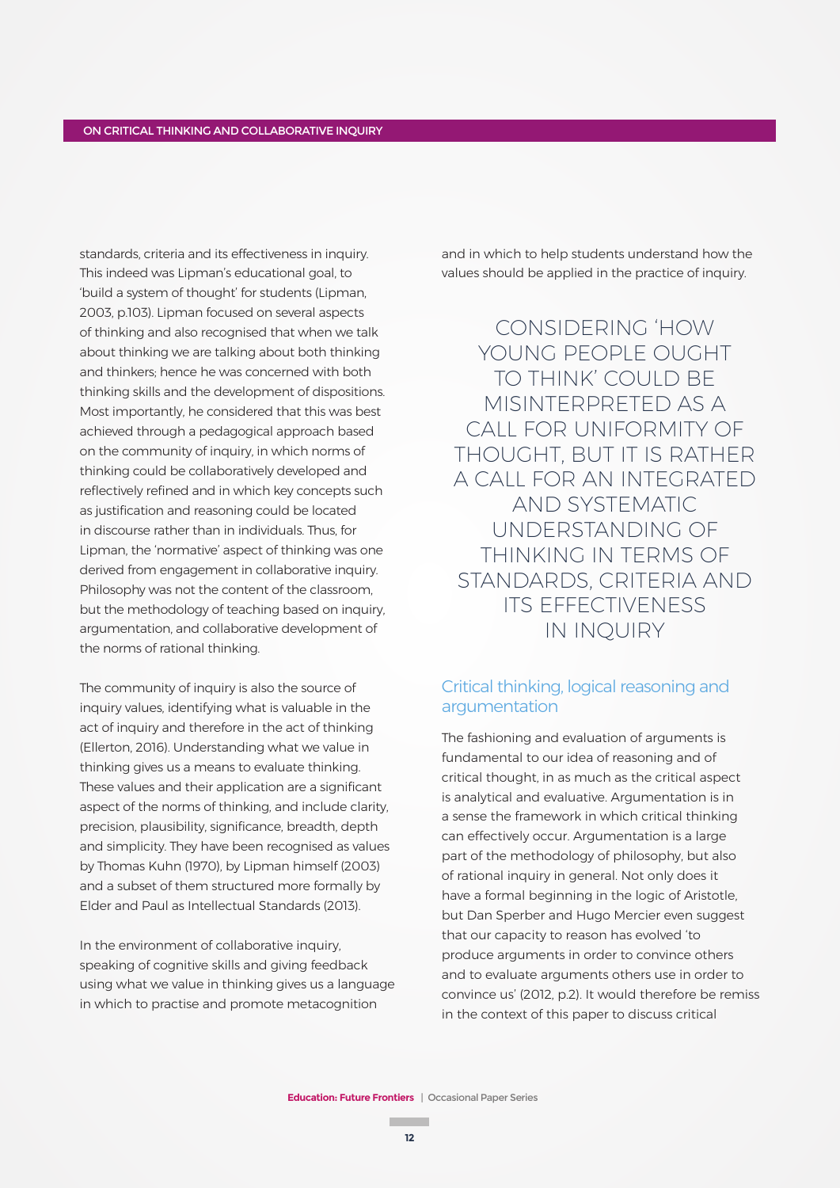standards, criteria and its effectiveness in inquiry. This indeed was Lipman's educational goal, to 'build a system of thought' for students (Lipman, 2003, p.103). Lipman focused on several aspects of thinking and also recognised that when we talk about thinking we are talking about both thinking and thinkers; hence he was concerned with both thinking skills and the development of dispositions. Most importantly, he considered that this was best achieved through a pedagogical approach based on the community of inquiry, in which norms of thinking could be collaboratively developed and reflectively refined and in which key concepts such as justification and reasoning could be located in discourse rather than in individuals. Thus, for Lipman, the 'normative' aspect of thinking was one derived from engagement in collaborative inquiry. Philosophy was not the content of the classroom, but the methodology of teaching based on inquiry, argumentation, and collaborative development of the norms of rational thinking.

The community of inquiry is also the source of inquiry values, identifying what is valuable in the act of inquiry and therefore in the act of thinking (Ellerton, 2016). Understanding what we value in thinking gives us a means to evaluate thinking. These values and their application are a significant aspect of the norms of thinking, and include clarity, precision, plausibility, significance, breadth, depth and simplicity. They have been recognised as values by Thomas Kuhn (1970), by Lipman himself (2003) and a subset of them structured more formally by Elder and Paul as Intellectual Standards (2013).

In the environment of collaborative inquiry, speaking of cognitive skills and giving feedback using what we value in thinking gives us a language in which to practise and promote metacognition and in which to help students understand how the values should be applied in the practice of inquiry.

> CONSIDERING 'HOW YOUNG PEOPLE OUGHT TO THINK' COULD BE MISINTERPRETED AS A CALL FOR UNIFORMITY OF THOUGHT, BUT IT IS RATHER A CALL FOR AN INTEGRATED AND SYSTEMATIC UNDERSTANDING OF THINKING IN TERMS OF STANDARDS, CRITERIA AND ITS EFFECTIVENESS IN INQUIRY

## Critical thinking, logical reasoning and argumentation

The fashioning and evaluation of arguments is fundamental to our idea of reasoning and of critical thought, in as much as the critical aspect is analytical and evaluative. Argumentation is in a sense the framework in which critical thinking can effectively occur. Argumentation is a large part of the methodology of philosophy, but also of rational inquiry in general. Not only does it have a formal beginning in the logic of Aristotle, but Dan Sperber and Hugo Mercier even suggest that our capacity to reason has evolved 'to produce arguments in order to convince others and to evaluate arguments others use in order to convince us' (2012, p.2). It would therefore be remiss in the context of this paper to discuss critical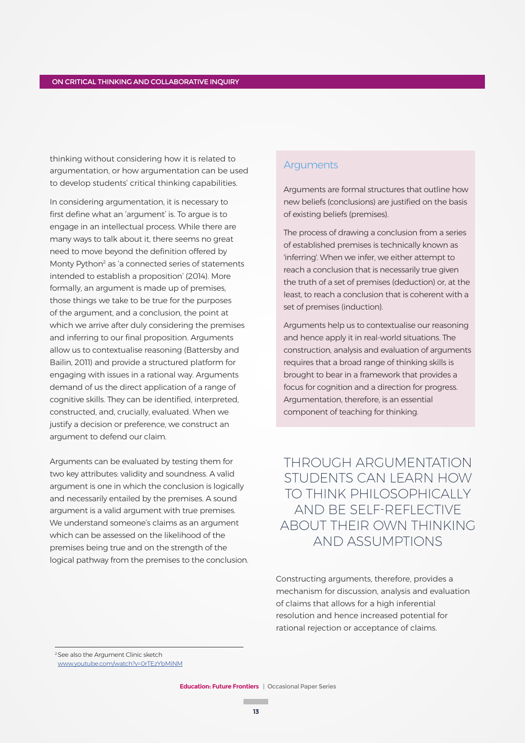thinking without considering how it is related to argumentation, or how argumentation can be used to develop students' critical thinking capabilities.

In considering argumentation, it is necessary to first define what an 'argument' is. To argue is to engage in an intellectual process. While there are many ways to talk about it, there seems no great need to move beyond the definition offered by Monty Python[2] as 'a connected series of statements intended to establish a proposition' (2014). More formally, an argument is made up of premises, those things we take to be true for the purposes of the argument, and a conclusion, the point at which we arrive after duly considering the premises and inferring to our final proposition. Arguments allow us to contextualise reasoning (Battersby and Bailin, 2011) and provide a structured platform for engaging with issues in a rational way. Arguments demand of us the direct application of a range of cognitive skills. They can be identified, interpreted, constructed, and, crucially, evaluated. When we justify a decision or preference, we construct an argument to defend our claim.

Arguments can be evaluated by testing them for two key attributes: validity and soundness. A valid argument is one in which the conclusion is logically and necessarily entailed by the premises. A sound argument is a valid argument with true premises. We understand someone's claims as an argument which can be assessed on the likelihood of the premises being true and on the strength of the logical pathway from the premises to the conclusion.

## Arguments

Arguments are formal structures that outline how new beliefs (conclusions) are justified on the basis of existing beliefs (premises).

The process of drawing a conclusion from a series of established premises is technically known as 'inferring'. When we infer, we either attempt to reach a conclusion that is necessarily true given the truth of a set of premises (deduction) or, at the least, to reach a conclusion that is coherent with a set of premises (induction).

Arguments help us to contextualise our reasoning and hence apply it in real-world situations. The construction, analysis and evaluation of arguments requires that a broad range of thinking skills is brought to bear in a framework that provides a focus for cognition and a direction for progress. Argumentation, therefore, is an essential component of teaching for thinking.

> THROUGH ARGUMENTATION STUDENTS CAN LEARN HOW TO THINK PHILOSOPHICALLY AND BE SELF-REFLECTIVE ABOUT THEIR OWN THINKING AND ASSUMPTIONS

Constructing arguments, therefore, provides a mechanism for discussion, analysis and evaluation of claims that allows for a high inferential resolution and hence increased potential for rational rejection or acceptance of claims.

---

[2] See also the Argument Clinic sketch www.youtube.com/watch?v=0rTEzYbMiNM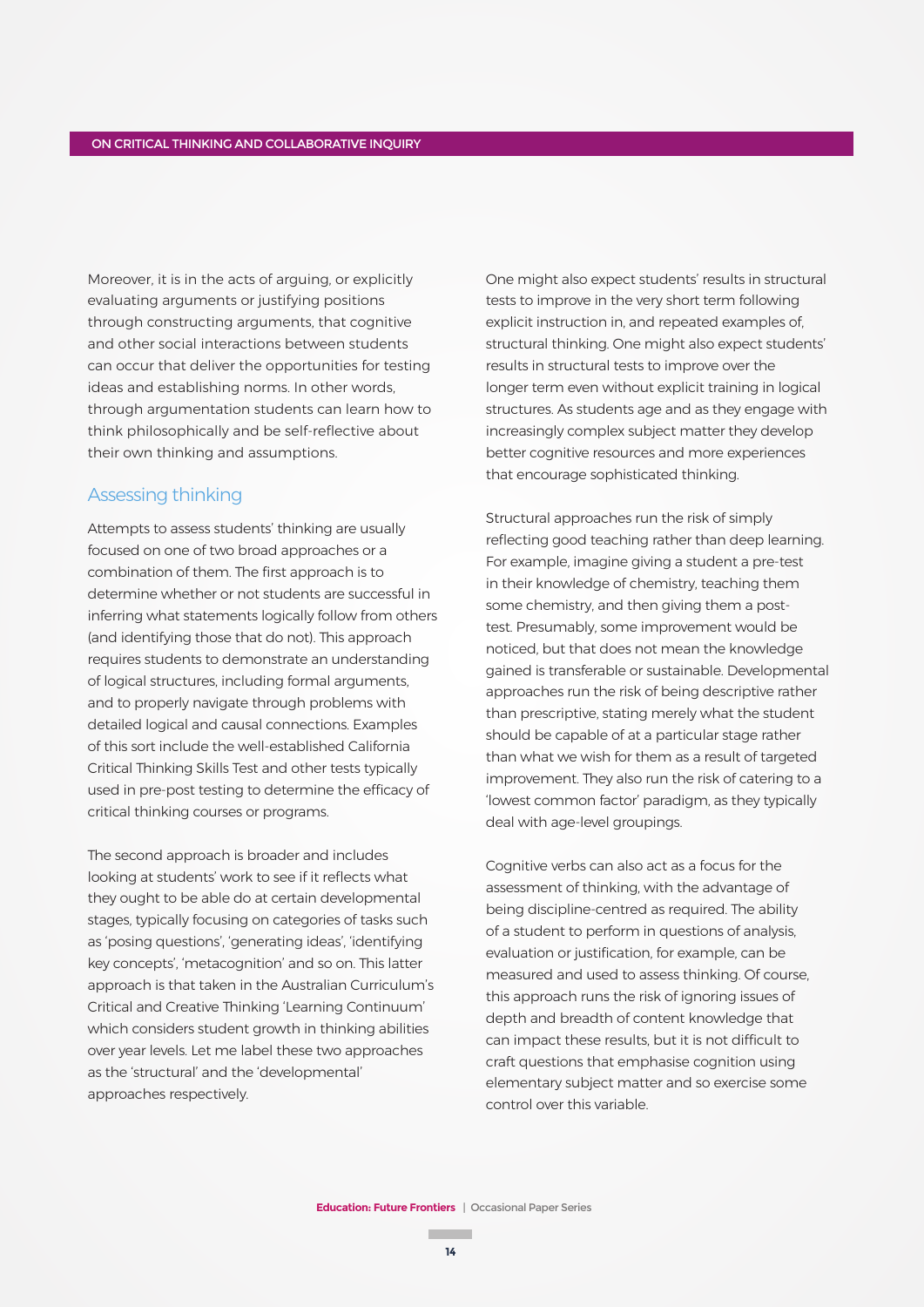Moreover, it is in the acts of arguing, or explicitly evaluating arguments or justifying positions through constructing arguments, that cognitive and other social interactions between students can occur that deliver the opportunities for testing ideas and establishing norms. In other words, through argumentation students can learn how to think philosophically and be self-reflective about their own thinking and assumptions.

## Assessing thinking

Attempts to assess students' thinking are usually focused on one of two broad approaches or a combination of them. The first approach is to determine whether or not students are successful in inferring what statements logically follow from others (and identifying those that do not). This approach requires students to demonstrate an understanding of logical structures, including formal arguments, and to properly navigate through problems with detailed logical and causal connections. Examples of this sort include the well-established California Critical Thinking Skills Test and other tests typically used in pre-post testing to determine the efficacy of critical thinking courses or programs.

The second approach is broader and includes looking at students' work to see if it reflects what they ought to be able do at certain developmental stages, typically focusing on categories of tasks such as 'posing questions', 'generating ideas', 'identifying key concepts', 'metacognition' and so on. This latter approach is that taken in the Australian Curriculum's Critical and Creative Thinking 'Learning Continuum' which considers student growth in thinking abilities over year levels. Let me label these two approaches as the 'structural' and the 'developmental' approaches respectively.

One might also expect students' results in structural tests to improve in the very short term following explicit instruction in, and repeated examples of, structural thinking. One might also expect students' results in structural tests to improve over the longer term even without explicit training in logical structures. As students age and as they engage with increasingly complex subject matter they develop better cognitive resources and more experiences that encourage sophisticated thinking.

Structural approaches run the risk of simply reflecting good teaching rather than deep learning. For example, imagine giving a student a pre-test in their knowledge of chemistry, teaching them some chemistry, and then giving them a post-test. Presumably, some improvement would be noticed, but that does not mean the knowledge gained is transferable or sustainable. Developmental approaches run the risk of being descriptive rather than prescriptive, stating merely what the student should be capable of at a particular stage rather than what we wish for them as a result of targeted improvement. They also run the risk of catering to a 'lowest common factor' paradigm, as they typically deal with age-level groupings.

Cognitive verbs can also act as a focus for the assessment of thinking, with the advantage of being discipline-centred as required. The ability of a student to perform in questions of analysis, evaluation or justification, for example, can be measured and used to assess thinking. Of course, this approach runs the risk of ignoring issues of depth and breadth of content knowledge that can impact these results, but it is not difficult to craft questions that emphasise cognition using elementary subject matter and so exercise some control over this variable.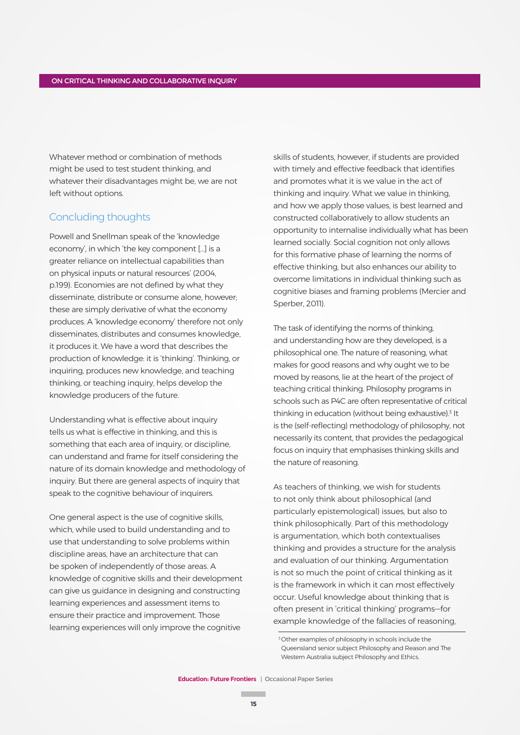Whatever method or combination of methods might be used to test student thinking, and whatever their disadvantages might be, we are not left without options.

## Concluding thoughts

Powell and Snellman speak of the 'knowledge economy', in which 'the key component […] is a greater reliance on intellectual capabilities than on physical inputs or natural resources' (2004, p.199). Economies are not defined by what they disseminate, distribute or consume alone, however; these are simply derivative of what the economy produces. A 'knowledge economy' therefore not only disseminates, distributes and consumes knowledge, it produces it. We have a word that describes the production of knowledge: it is 'thinking'. Thinking, or inquiring, produces new knowledge, and teaching thinking, or teaching inquiry, helps develop the knowledge producers of the future.

Understanding what is effective about inquiry tells us what is effective in thinking, and this is something that each area of inquiry, or discipline, can understand and frame for itself considering the nature of its domain knowledge and methodology of inquiry. But there are general aspects of inquiry that speak to the cognitive behaviour of inquirers.

One general aspect is the use of cognitive skills, which, while used to build understanding and to use that understanding to solve problems within discipline areas, have an architecture that can be spoken of independently of those areas. A knowledge of cognitive skills and their development can give us guidance in designing and constructing learning experiences and assessment items to ensure their practice and improvement. Those learning experiences will only improve the cognitive skills of students, however, if students are provided with timely and effective feedback that identifies and promotes what it is we value in the act of thinking and inquiry. What we value in thinking, and how we apply those values, is best learned and constructed collaboratively to allow students an opportunity to internalise individually what has been learned socially. Social cognition not only allows for this formative phase of learning the norms of effective thinking, but also enhances our ability to overcome limitations in individual thinking such as cognitive biases and framing problems (Mercier and Sperber, 2011).

The task of identifying the norms of thinking, and understanding how are they developed, is a philosophical one. The nature of reasoning, what makes for good reasons and why ought we to be moved by reasons, lie at the heart of the project of teaching critical thinking. Philosophy programs in schools such as P4C are often representative of critical thinking in education (without being exhaustive).[3] It is the (self-reflecting) methodology of philosophy, not necessarily its content, that provides the pedagogical focus on inquiry that emphasises thinking skills and the nature of reasoning.

As teachers of thinking, we wish for students to not only think about philosophical (and particularly epistemological) issues, but also to think philosophically. Part of this methodology is argumentation, which both contextualises thinking and provides a structure for the analysis and evaluation of our thinking. Argumentation is not so much the point of critical thinking as it is the framework in which it can most effectively occur. Useful knowledge about thinking that is often present in 'critical thinking' programs—for example knowledge of the fallacies of reasoning,

[3] Other examples of philosophy in schools include the Queensland senior subject Philosophy and Reason and The Western Australia subject Philosophy and Ethics.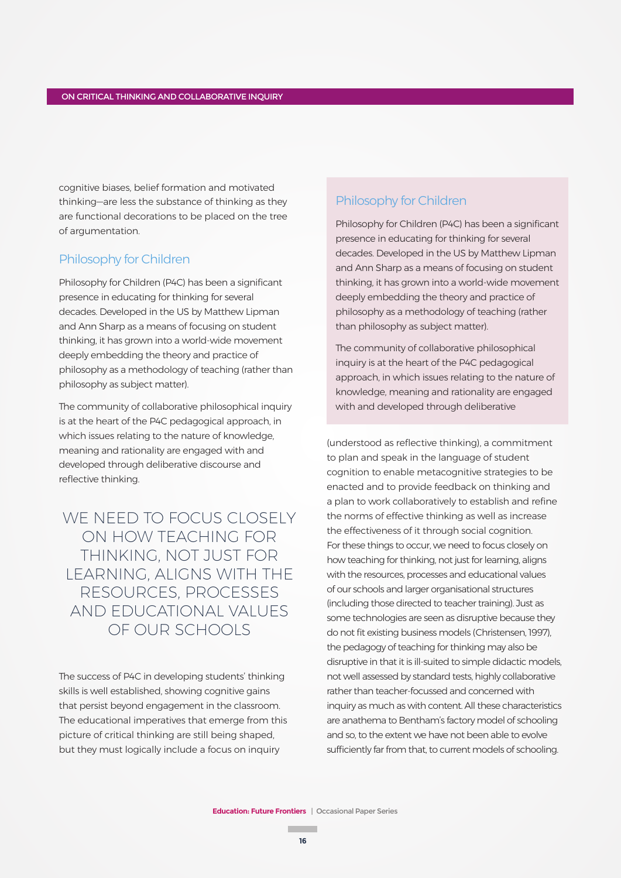cognitive biases, belief formation and motivated thinking—are less the substance of thinking as they are functional decorations to be placed on the tree of argumentation.

## Philosophy for Children

Philosophy for Children (P4C) has been a significant presence in educating for thinking for several decades. Developed in the US by Matthew Lipman and Ann Sharp as a means of focusing on student thinking, it has grown into a world-wide movement deeply embedding the theory and practice of philosophy as a methodology of teaching (rather than philosophy as subject matter).

The community of collaborative philosophical inquiry is at the heart of the P4C pedagogical approach, in which issues relating to the nature of knowledge, meaning and rationality are engaged with and developed through deliberative discourse and reflective thinking.

> WE NEED TO FOCUS CLOSELY ON HOW TEACHING FOR THINKING, NOT JUST FOR LEARNING, ALIGNS WITH THE RESOURCES, PROCESSES AND EDUCATIONAL VALUES OF OUR SCHOOLS

The success of P4C in developing students' thinking skills is well established, showing cognitive gains that persist beyond engagement in the classroom. The educational imperatives that emerge from this picture of critical thinking are still being shaped, but they must logically include a focus on inquiry (understood as reflective thinking), a commitment to plan and speak in the language of student cognition to enable metacognitive strategies to be enacted and to provide feedback on thinking and a plan to work collaboratively to establish and refine the norms of effective thinking as well as increase the effectiveness of it through social cognition. For these things to occur, we need to focus closely on how teaching for thinking, not just for learning, aligns with the resources, processes and educational values of our schools and larger organisational structures (including those directed to teacher training). Just as some technologies are seen as disruptive because they do not fit existing business models (Christensen, 1997), the pedagogy of teaching for thinking may also be disruptive in that it is ill-suited to simple didactic models, not well assessed by standard tests, highly collaborative rather than teacher-focussed and concerned with inquiry as much as with content. All these characteristics are anathema to Bentham's factory model of schooling and so, to the extent we have not been able to evolve sufficiently far from that, to current models of schooling.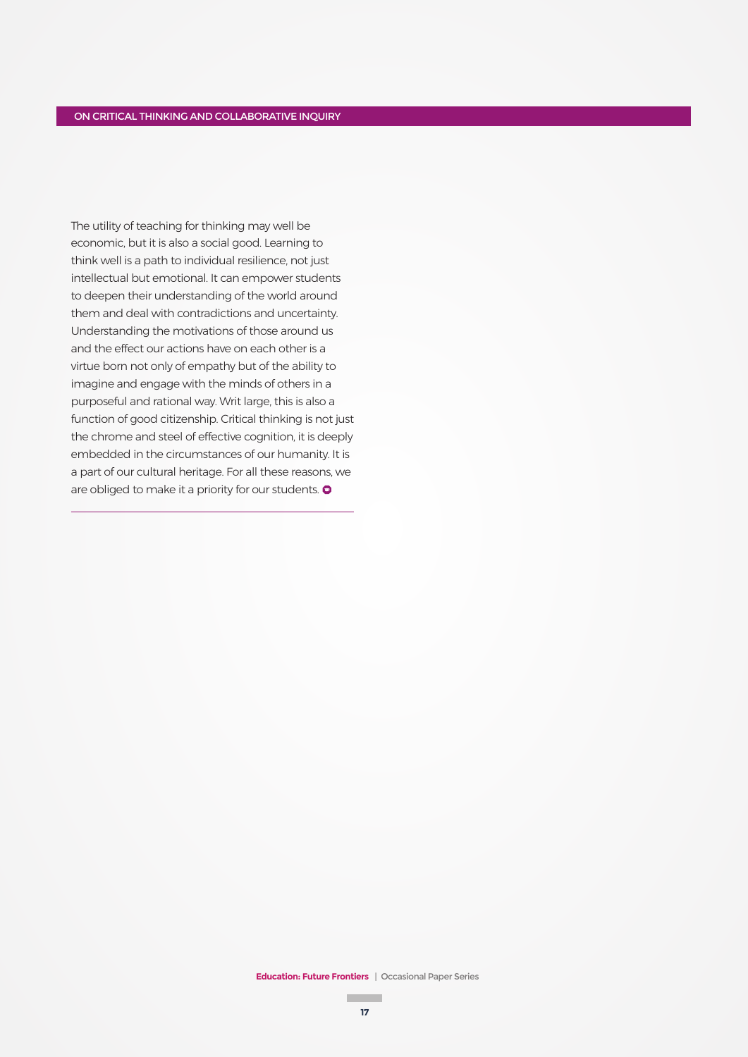The utility of teaching for thinking may well be economic, but it is also a social good. Learning to think well is a path to individual resilience, not just intellectual but emotional. It can empower students to deepen their understanding of the world around them and deal with contradictions and uncertainty. Understanding the motivations of those around us and the effect our actions have on each other is a virtue born not only of empathy but of the ability to imagine and engage with the minds of others in a purposeful and rational way. Writ large, this is also a function of good citizenship. Critical thinking is not just the chrome and steel of effective cognition, it is deeply embedded in the circumstances of our humanity. It is a part of our cultural heritage. For all these reasons, we are obliged to make it a priority for our students.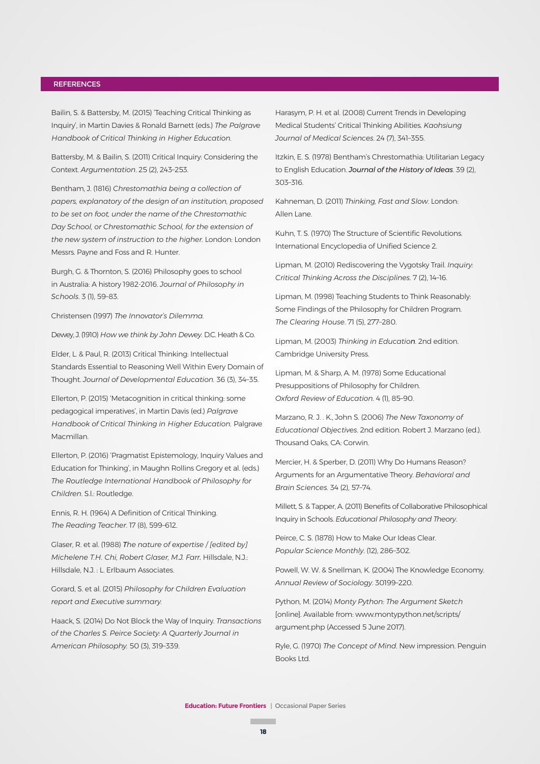## REFERENCES

Bailin, S. & Battersby, M. (2015) 'Teaching Critical Thinking as Inquiry', in Martin Davies & Ronald Barnett (eds.) *The Palgrave Handbook of Critical Thinking in Higher Education.*

Battersby, M. & Bailin, S. (2011) Critical Inquiry: Considering the Context. *Argumentation*. 25 (2), 243–253.

Bentham, J. (1816) *Chrestomathia being a collection of papers, explanatory of the design of an institution, proposed to be set on foot, under the name of the Chrestomathic Day School, or Chrestomathic School, for the extension of the new system of instruction to the higher.* London: London Messrs. Payne and Foss and R. Hunter.

Burgh, G. & Thornton, S. (2016) Philosophy goes to school in Australia: A history 1982-2016. *Journal of Philosophy in Schools*. 3 (1), 59–83.

Christensen (1997) *The Innovator's Dilemma.*

Dewey, J. (1910) *How we think by John Dewey.* D.C. Heath & Co.

Elder, L. & Paul, R. (2013) Critical Thinking: Intellectual Standards Essential to Reasoning Well Within Every Domain of Thought. *Journal of Developmental Education.* 36 (3), 34–35.

Ellerton, P. (2015) 'Metacognition in critical thinking: some pedagogical imperatives', in Martin Davis (ed.) *Palgrave Handbook of Critical Thinking in Higher Education.* Palgrave Macmillan.

Ellerton, P. (2016) 'Pragmatist Epistemology, Inquiry Values and Education for Thinking', in Maughn Rollins Gregory et al. (eds.) *The Routledge International Handbook of Philosophy for Children*. S.l.: Routledge.

Ennis, R. H. (1964) A Definition of Critical Thinking. *The Reading Teacher*. 17 (8), 599–612.

Glaser, R. et al. (1988) *The nature of expertise / [edited by] Michelene T.H. Chi, Robert Glaser, M.J. Farr.* Hillsdale, N.J.: Hillsdale, N.J. : L. Erlbaum Associates.

Gorard, S. et al. (2015) *Philosophy for Children Evaluation report and Executive summary.*

Haack, S. (2014) Do Not Block the Way of Inquiry. *Transactions of the Charles S. Peirce Society: A Quarterly Journal in American Philosophy.* 50 (3), 319–339.

Harasym, P. H. et al. (2008) Current Trends in Developing Medical Students' Critical Thinking Abilities. *Kaohsiung Journal of Medical Sciences*. 24 (7), 341–355.

Itzkin, E. S. (1978) Bentham's Chrestomathia: Utilitarian Legacy to English Education. *Journal of the History of Ideas*. 39 (2), 303–316.

Kahneman, D. (2011) *Thinking, Fast and Slow*. London: Allen Lane.

Kuhn, T. S. (1970) The Structure of Scientific Revolutions. International Encyclopedia of Unified Science 2.

Lipman, M. (2010) Rediscovering the Vygotsky Trail. *Inquiry: Critical Thinking Across the Disciplines*. 7 (2), 14–16.

Lipman, M. (1998) Teaching Students to Think Reasonably: Some Findings of the Philosophy for Children Program. *The Clearing House*. 71 (5), 277–280.

Lipman, M. (2003) *Thinking in Education*. 2nd edition. Cambridge University Press.

Lipman, M. & Sharp, A. M. (1978) Some Educational Presuppositions of Philosophy for Children. *Oxford Review of Education*. 4 (1), 85–90.

Marzano, R. J. . K., John S. (2006) *The New Taxonomy of Educational Objectives*. 2nd edition. Robert J. Marzano (ed.). Thousand Oaks, CA: Corwin.

Mercier, H. & Sperber, D. (2011) Why Do Humans Reason? Arguments for an Argumentative Theory. *Behavioral and Brain Sciences.* 34 (2), 57–74.

Millett, S. & Tapper, A. (2011) Benefits of Collaborative Philosophical Inquiry in Schools. *Educational Philosophy and Theory*.

Peirce, C. S. (1878) How to Make Our Ideas Clear. *Popular Science Monthly*. (12), 286–302.

Powell, W. W. & Snellman, K. (2004) The Knowledge Economy. *Annual Review of Sociology*. 30199–220.

Python, M. (2014) *Monty Python: The Argument Sketch* [online]. Available from: www.montypython.net/scripts/argument.php (Accessed 5 June 2017).

Ryle, G. (1970) *The Concept of Mind*. New impression. Penguin Books Ltd.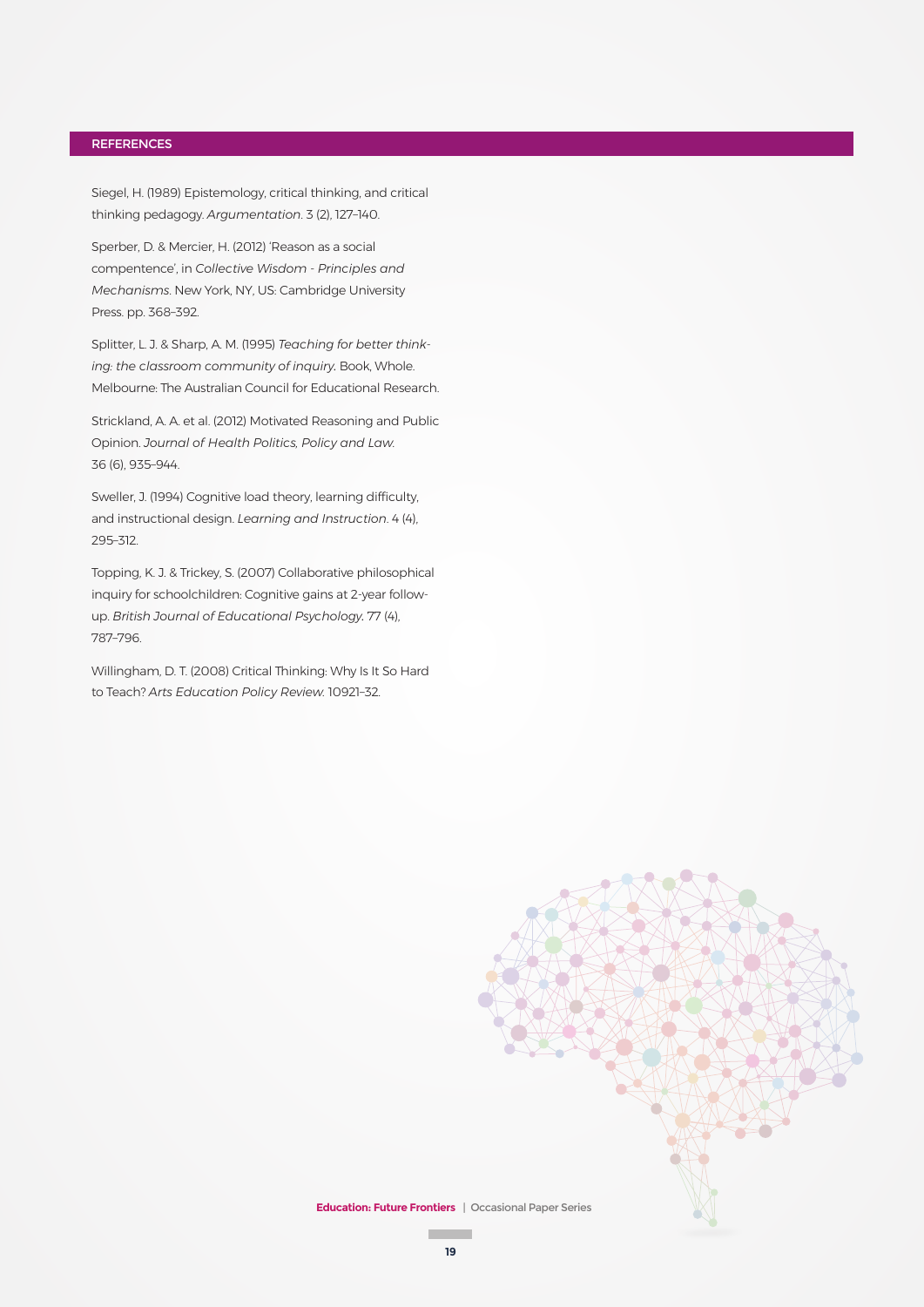## REFERENCES

Siegel, H. (1989) Epistemology, critical thinking, and critical thinking pedagogy. *Argumentation*. 3 (2), 127–140.

Sperber, D. & Mercier, H. (2012) 'Reason as a social compentence', in *Collective Wisdom - Principles and Mechanisms*. New York, NY, US: Cambridge University Press. pp. 368–392.

Splitter, L. J. & Sharp, A. M. (1995) *Teaching for better thinking: the classroom community of inquiry*. Book, Whole. Melbourne: The Australian Council for Educational Research.

Strickland, A. A. et al. (2012) Motivated Reasoning and Public Opinion. *Journal of Health Politics, Policy and Law*. 36 (6), 935–944.

Sweller, J. (1994) Cognitive load theory, learning difficulty, and instructional design. *Learning and Instruction*. 4 (4), 295–312.

Topping, K. J. & Trickey, S. (2007) Collaborative philosophical inquiry for schoolchildren: Cognitive gains at 2-year follow-up. *British Journal of Educational Psychology*. 77 (4), 787–796.

Willingham, D. T. (2008) Critical Thinking: Why Is It So Hard to Teach? *Arts Education Policy Review*. 10921–32.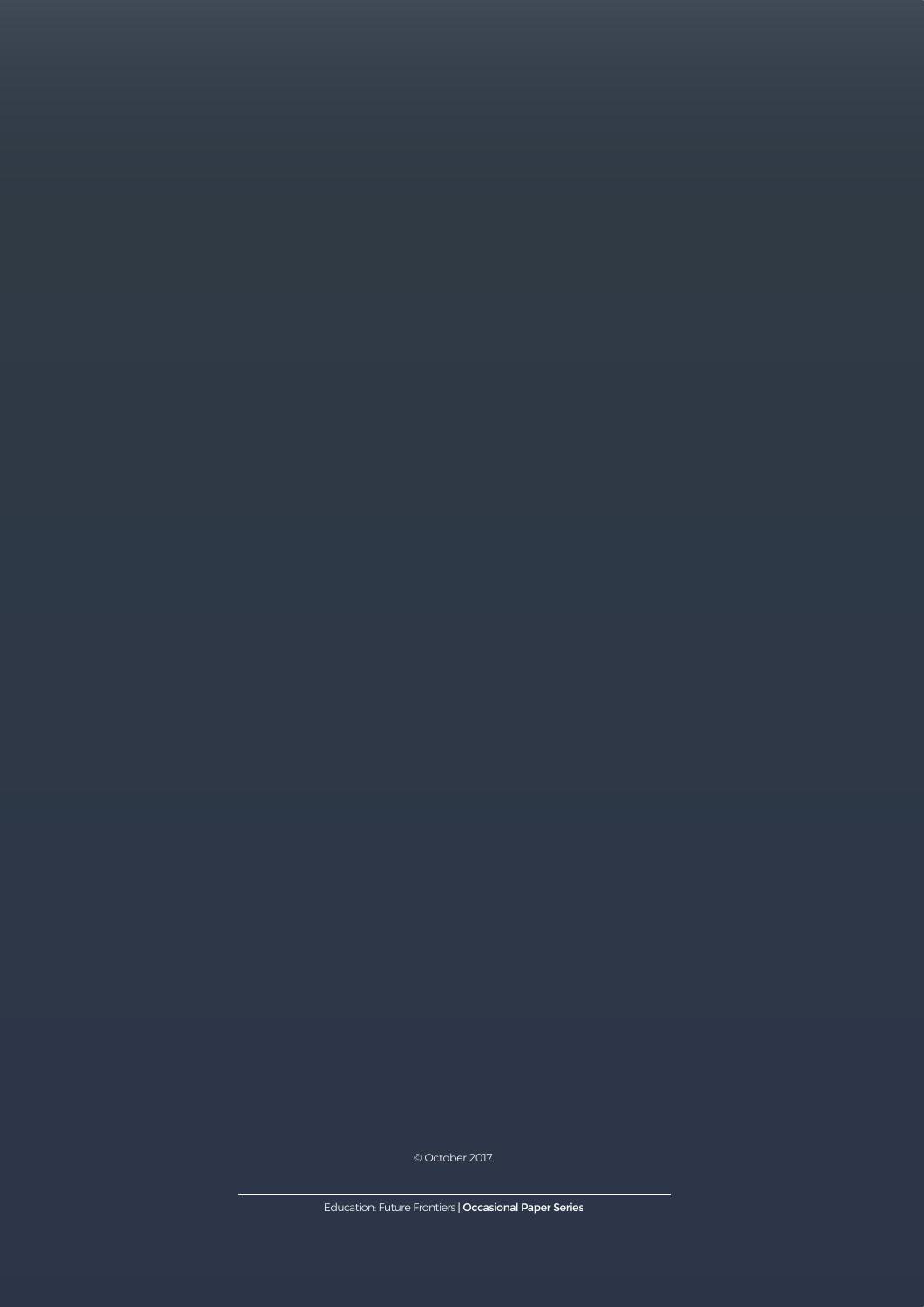© October 2017.